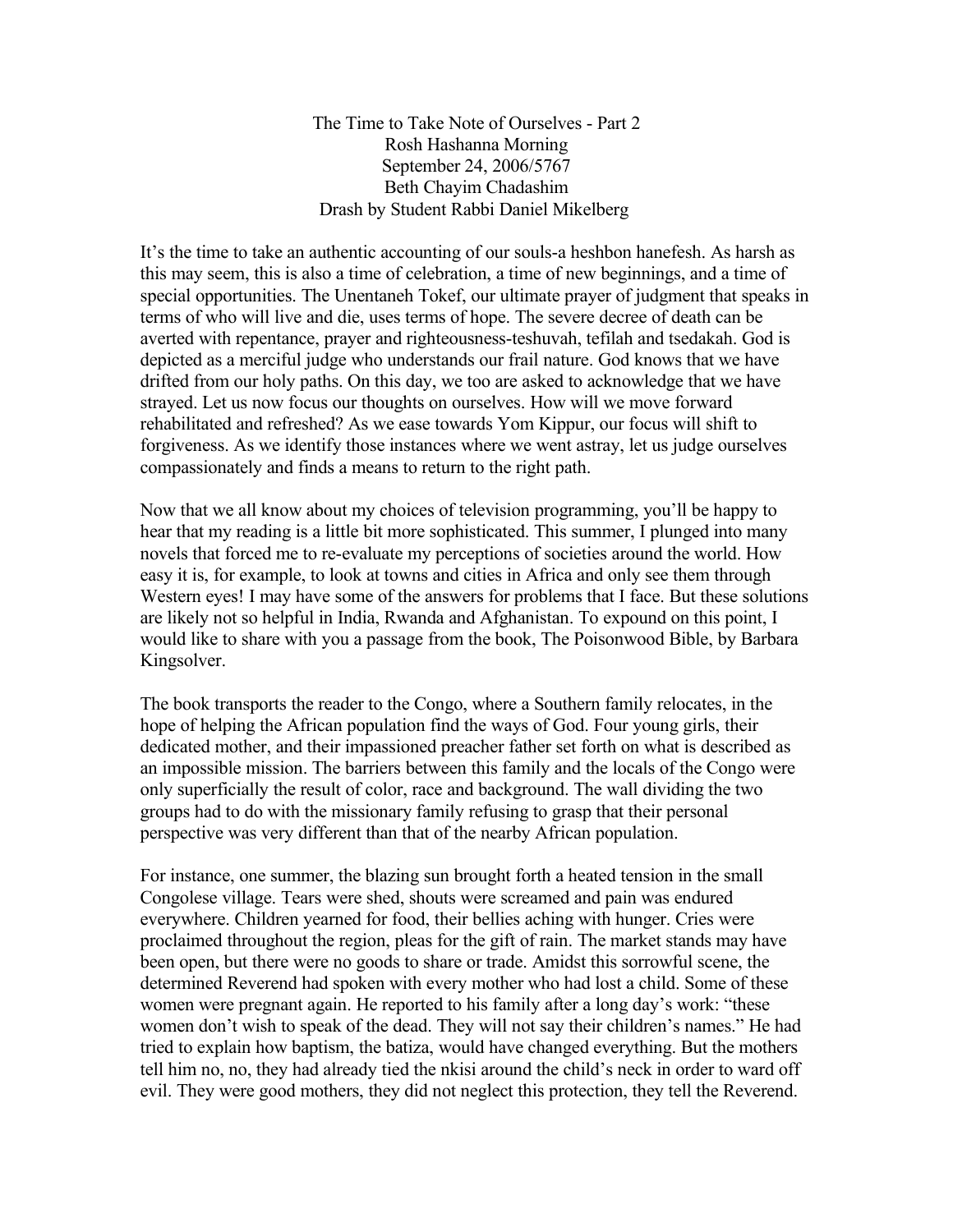# The Time to Take Note of Ourselves - Part 2

Rosh Hashanna Morning
September 24, 2006/5767
Beth Chayim Chadashim
Drash by Student Rabbi Daniel Mikelberg

It's the time to take an authentic accounting of our souls-a heshbon hanefesh. As harsh as this may seem, this is also a time of celebration, a time of new beginnings, and a time of special opportunities. The Unentaneh Tokef, our ultimate prayer of judgment that speaks in terms of who will live and die, uses terms of hope. The severe decree of death can be averted with repentance, prayer and righteousness-teshuvah, tefilah and tsedakah. God is depicted as a merciful judge who understands our frail nature. God knows that we have drifted from our holy paths. On this day, we too are asked to acknowledge that we have strayed. Let us now focus our thoughts on ourselves. How will we move forward rehabilitated and refreshed? As we ease towards Yom Kippur, our focus will shift to forgiveness. As we identify those instances where we went astray, let us judge ourselves compassionately and finds a means to return to the right path.

Now that we all know about my choices of television programming, you'll be happy to hear that my reading is a little bit more sophisticated. This summer, I plunged into many novels that forced me to re-evaluate my perceptions of societies around the world. How easy it is, for example, to look at towns and cities in Africa and only see them through Western eyes! I may have some of the answers for problems that I face. But these solutions are likely not so helpful in India, Rwanda and Afghanistan. To expound on this point, I would like to share with you a passage from the book, The Poisonwood Bible, by Barbara Kingsolver.

The book transports the reader to the Congo, where a Southern family relocates, in the hope of helping the African population find the ways of God. Four young girls, their dedicated mother, and their impassioned preacher father set forth on what is described as an impossible mission. The barriers between this family and the locals of the Congo were only superficially the result of color, race and background. The wall dividing the two groups had to do with the missionary family refusing to grasp that their personal perspective was very different than that of the nearby African population.

For instance, one summer, the blazing sun brought forth a heated tension in the small Congolese village. Tears were shed, shouts were screamed and pain was endured everywhere. Children yearned for food, their bellies aching with hunger. Cries were proclaimed throughout the region, pleas for the gift of rain. The market stands may have been open, but there were no goods to share or trade. Amidst this sorrowful scene, the determined Reverend had spoken with every mother who had lost a child. Some of these women were pregnant again. He reported to his family after a long day's work: "these women don't wish to speak of the dead. They will not say their children's names." He had tried to explain how baptism, the batiza, would have changed everything. But the mothers tell him no, no, they had already tied the nkisi around the child's neck in order to ward off evil. They were good mothers, they did not neglect this protection, they tell the Reverend.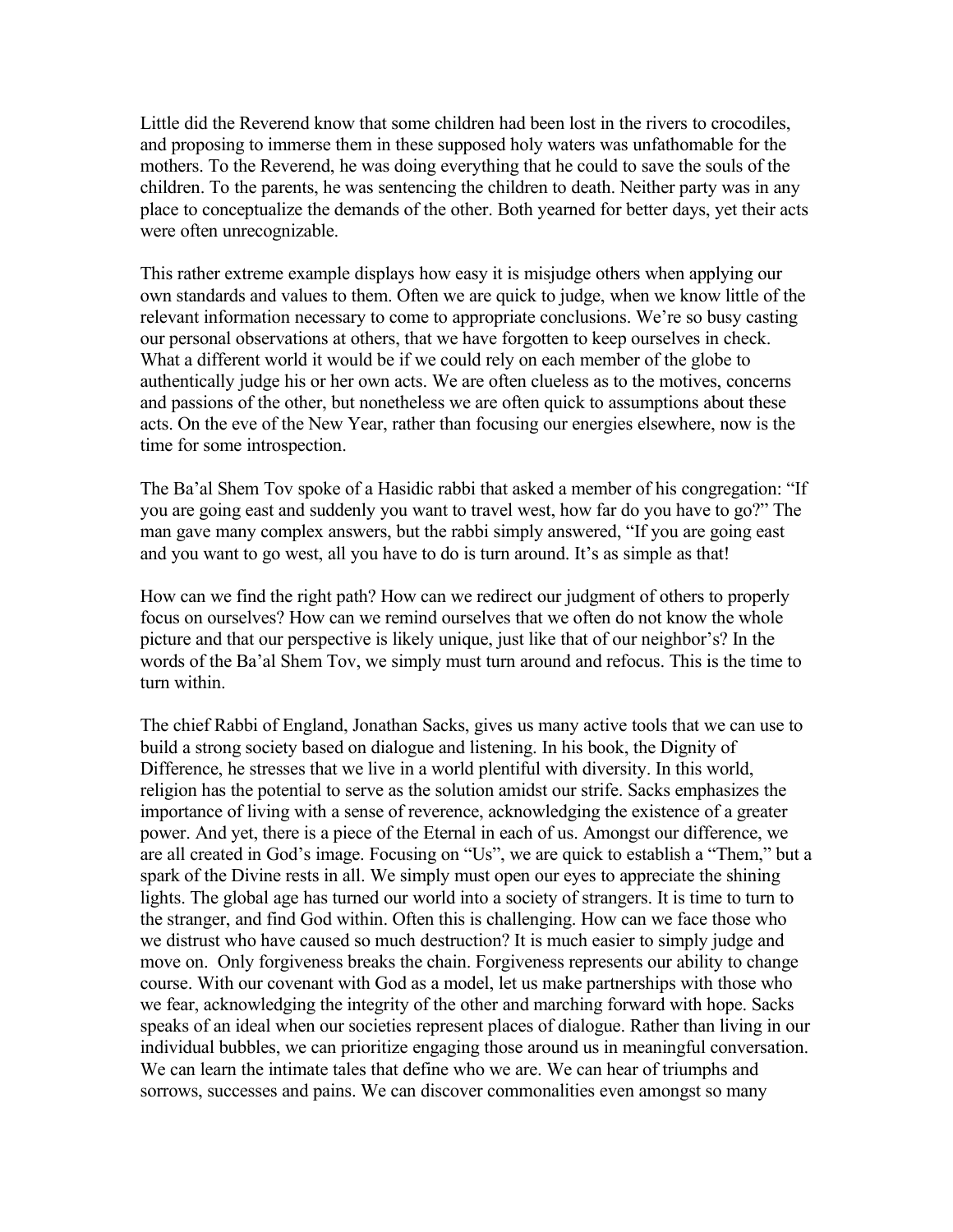Little did the Reverend know that some children had been lost in the rivers to crocodiles, and proposing to immerse them in these supposed holy waters was unfathomable for the mothers. To the Reverend, he was doing everything that he could to save the souls of the children. To the parents, he was sentencing the children to death. Neither party was in any place to conceptualize the demands of the other. Both yearned for better days, yet their acts were often unrecognizable.

This rather extreme example displays how easy it is misjudge others when applying our own standards and values to them. Often we are quick to judge, when we know little of the relevant information necessary to come to appropriate conclusions. We're so busy casting our personal observations at others, that we have forgotten to keep ourselves in check. What a different world it would be if we could rely on each member of the globe to authentically judge his or her own acts. We are often clueless as to the motives, concerns and passions of the other, but nonetheless we are often quick to assumptions about these acts. On the eve of the New Year, rather than focusing our energies elsewhere, now is the time for some introspection.

The Ba'al Shem Tov spoke of a Hasidic rabbi that asked a member of his congregation: "If you are going east and suddenly you want to travel west, how far do you have to go?" The man gave many complex answers, but the rabbi simply answered, "If you are going east and you want to go west, all you have to do is turn around. It's as simple as that!

How can we find the right path? How can we redirect our judgment of others to properly focus on ourselves? How can we remind ourselves that we often do not know the whole picture and that our perspective is likely unique, just like that of our neighbor's? In the words of the Ba'al Shem Tov, we simply must turn around and refocus. This is the time to turn within.

The chief Rabbi of England, Jonathan Sacks, gives us many active tools that we can use to build a strong society based on dialogue and listening. In his book, the Dignity of Difference, he stresses that we live in a world plentiful with diversity. In this world, religion has the potential to serve as the solution amidst our strife. Sacks emphasizes the importance of living with a sense of reverence, acknowledging the existence of a greater power. And yet, there is a piece of the Eternal in each of us. Amongst our difference, we are all created in God's image. Focusing on "Us", we are quick to establish a "Them," but a spark of the Divine rests in all. We simply must open our eyes to appreciate the shining lights. The global age has turned our world into a society of strangers. It is time to turn to the stranger, and find God within. Often this is challenging. How can we face those who we distrust who have caused so much destruction? It is much easier to simply judge and move on. Only forgiveness breaks the chain. Forgiveness represents our ability to change course. With our covenant with God as a model, let us make partnerships with those who we fear, acknowledging the integrity of the other and marching forward with hope. Sacks speaks of an ideal when our societies represent places of dialogue. Rather than living in our individual bubbles, we can prioritize engaging those around us in meaningful conversation. We can learn the intimate tales that define who we are. We can hear of triumphs and sorrows, successes and pains. We can discover commonalities even amongst so many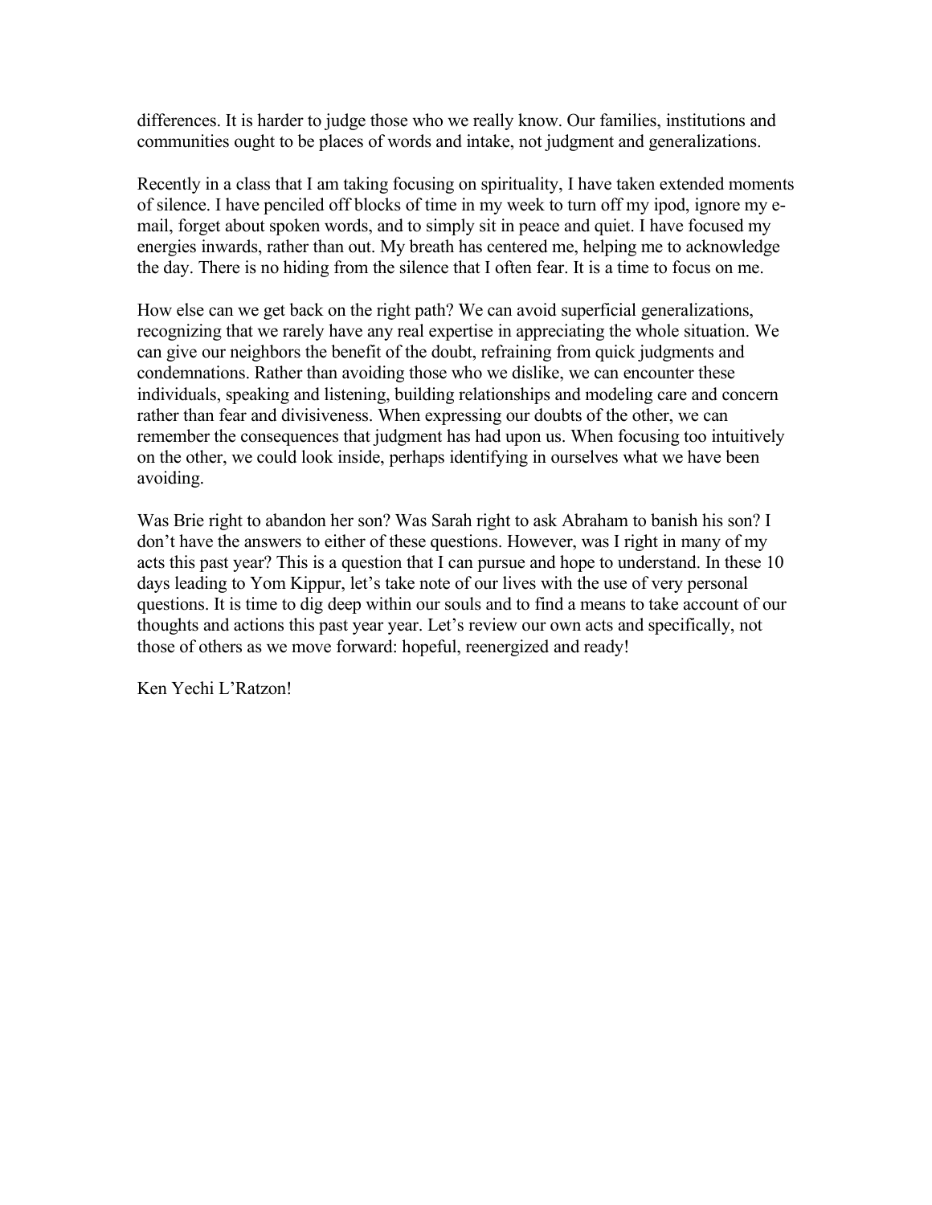differences. It is harder to judge those who we really know. Our families, institutions and communities ought to be places of words and intake, not judgment and generalizations.

Recently in a class that I am taking focusing on spirituality, I have taken extended moments of silence. I have penciled off blocks of time in my week to turn off my ipod, ignore my e-mail, forget about spoken words, and to simply sit in peace and quiet. I have focused my energies inwards, rather than out. My breath has centered me, helping me to acknowledge the day. There is no hiding from the silence that I often fear. It is a time to focus on me.

How else can we get back on the right path? We can avoid superficial generalizations, recognizing that we rarely have any real expertise in appreciating the whole situation. We can give our neighbors the benefit of the doubt, refraining from quick judgments and condemnations. Rather than avoiding those who we dislike, we can encounter these individuals, speaking and listening, building relationships and modeling care and concern rather than fear and divisiveness. When expressing our doubts of the other, we can remember the consequences that judgment has had upon us. When focusing too intuitively on the other, we could look inside, perhaps identifying in ourselves what we have been avoiding.

Was Brie right to abandon her son? Was Sarah right to ask Abraham to banish his son? I don't have the answers to either of these questions. However, was I right in many of my acts this past year? This is a question that I can pursue and hope to understand. In these 10 days leading to Yom Kippur, let's take note of our lives with the use of very personal questions. It is time to dig deep within our souls and to find a means to take account of our thoughts and actions this past year year. Let's review our own acts and specifically, not those of others as we move forward: hopeful, reenergized and ready!

Ken Yechi L'Ratzon!